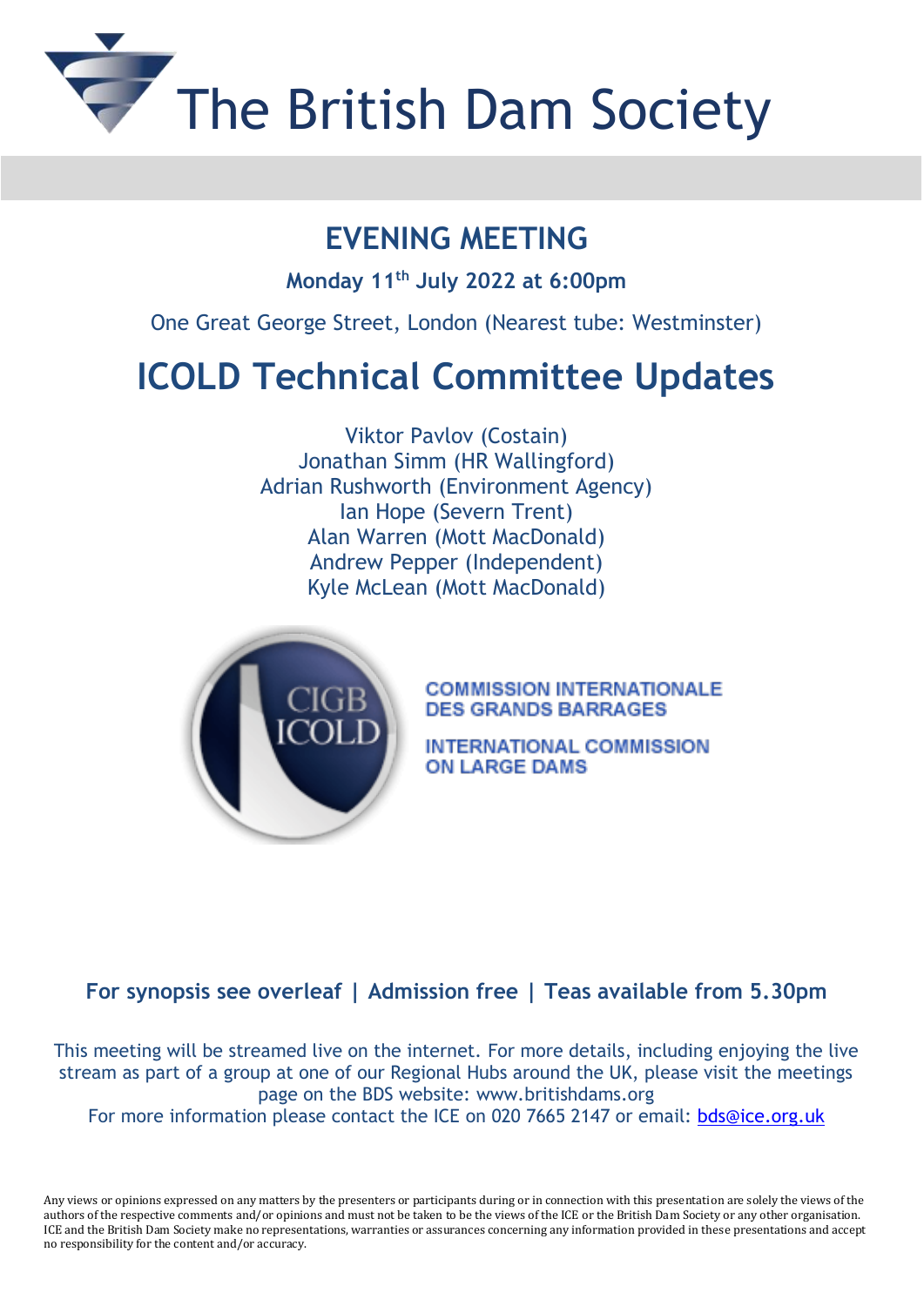# The British Dam Society

## EVENING MEETING

**Monday 11th July 2022 at 6:00pm**

One Great George Street, London (Nearest tube: Westminster)

# ICOLD Technical Committee Updates

Viktor Pavlov (Costain)
Jonathan Simm (HR Wallingford)
Adrian Rushworth (Environment Agency)
Ian Hope (Severn Trent)
Alan Warren (Mott MacDonald)
Andrew Pepper (Independent)
Kyle McLean (Mott MacDonald)

CIGB ICOLD

COMMISSION INTERNATIONALE DES GRANDS BARRAGES

INTERNATIONAL COMMISSION ON LARGE DAMS

**For synopsis see overleaf | Admission free | Teas available from 5.30pm**

This meeting will be streamed live on the internet. For more details, including enjoying the live stream as part of a group at one of our Regional Hubs around the UK, please visit the meetings page on the BDS website: www.britishdams.org
For more information please contact the ICE on 020 7665 2147 or email: bds@ice.org.uk

Any views or opinions expressed on any matters by the presenters or participants during or in connection with this presentation are solely the views of the authors of the respective comments and/or opinions and must not be taken to be the views of the ICE or the British Dam Society or any other organisation. ICE and the British Dam Society make no representations, warranties or assurances concerning any information provided in these presentations and accept no responsibility for the content and/or accuracy.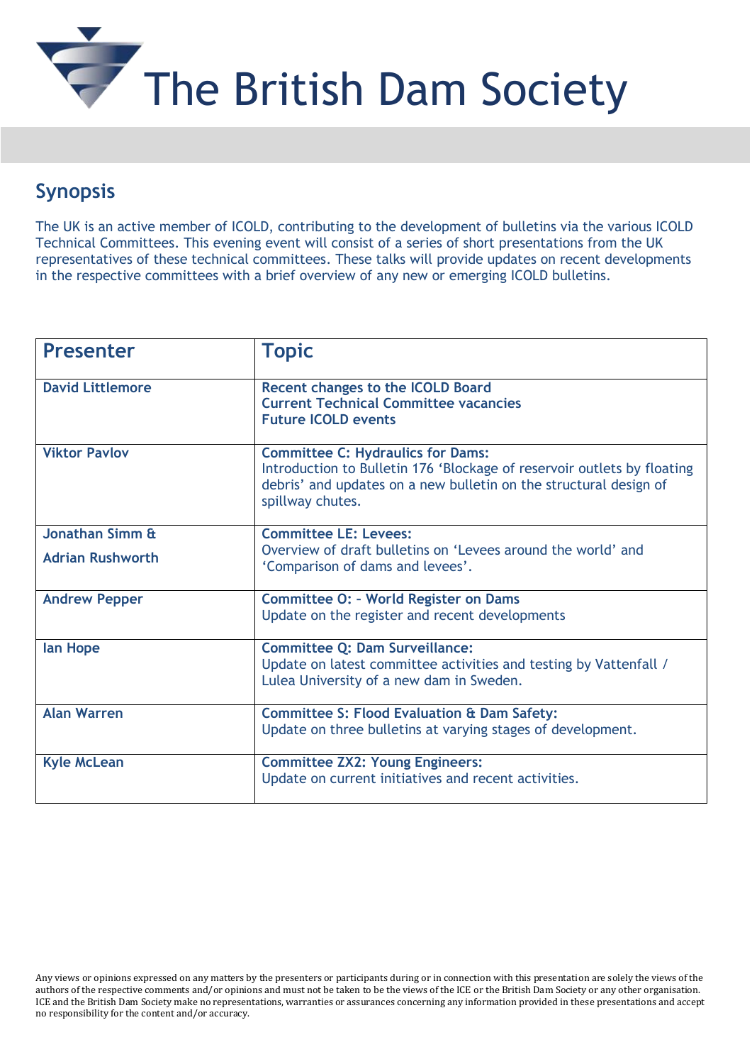# The British Dam Society

## Synopsis

The UK is an active member of ICOLD, contributing to the development of bulletins via the various ICOLD Technical Committees. This evening event will consist of a series of short presentations from the UK representatives of these technical committees. These talks will provide updates on recent developments in the respective committees with a brief overview of any new or emerging ICOLD bulletins.

| Presenter | Topic |
|---|---|
| **David Littlemore** | **Recent changes to the ICOLD Board**<br>**Current Technical Committee vacancies**<br>**Future ICOLD events** |
| **Viktor Pavlov** | **Committee C: Hydraulics for Dams:**<br>Introduction to Bulletin 176 'Blockage of reservoir outlets by floating debris' and updates on a new bulletin on the structural design of spillway chutes. |
| **Jonathan Simm &**<br>**Adrian Rushworth** | **Committee LE: Levees:**<br>Overview of draft bulletins on 'Levees around the world' and 'Comparison of dams and levees'. |
| **Andrew Pepper** | **Committee O: - World Register on Dams**<br>Update on the register and recent developments |
| **Ian Hope** | **Committee Q: Dam Surveillance:**<br>Update on latest committee activities and testing by Vattenfall / Lulea University of a new dam in Sweden. |
| **Alan Warren** | **Committee S: Flood Evaluation & Dam Safety:**<br>Update on three bulletins at varying stages of development. |
| **Kyle McLean** | **Committee ZX2: Young Engineers:**<br>Update on current initiatives and recent activities. |

Any views or opinions expressed on any matters by the presenters or participants during or in connection with this presentation are solely the views of the authors of the respective comments and/or opinions and must not be taken to be the views of the ICE or the British Dam Society or any other organisation. ICE and the British Dam Society make no representations, warranties or assurances concerning any information provided in these presentations and accept no responsibility for the content and/or accuracy.